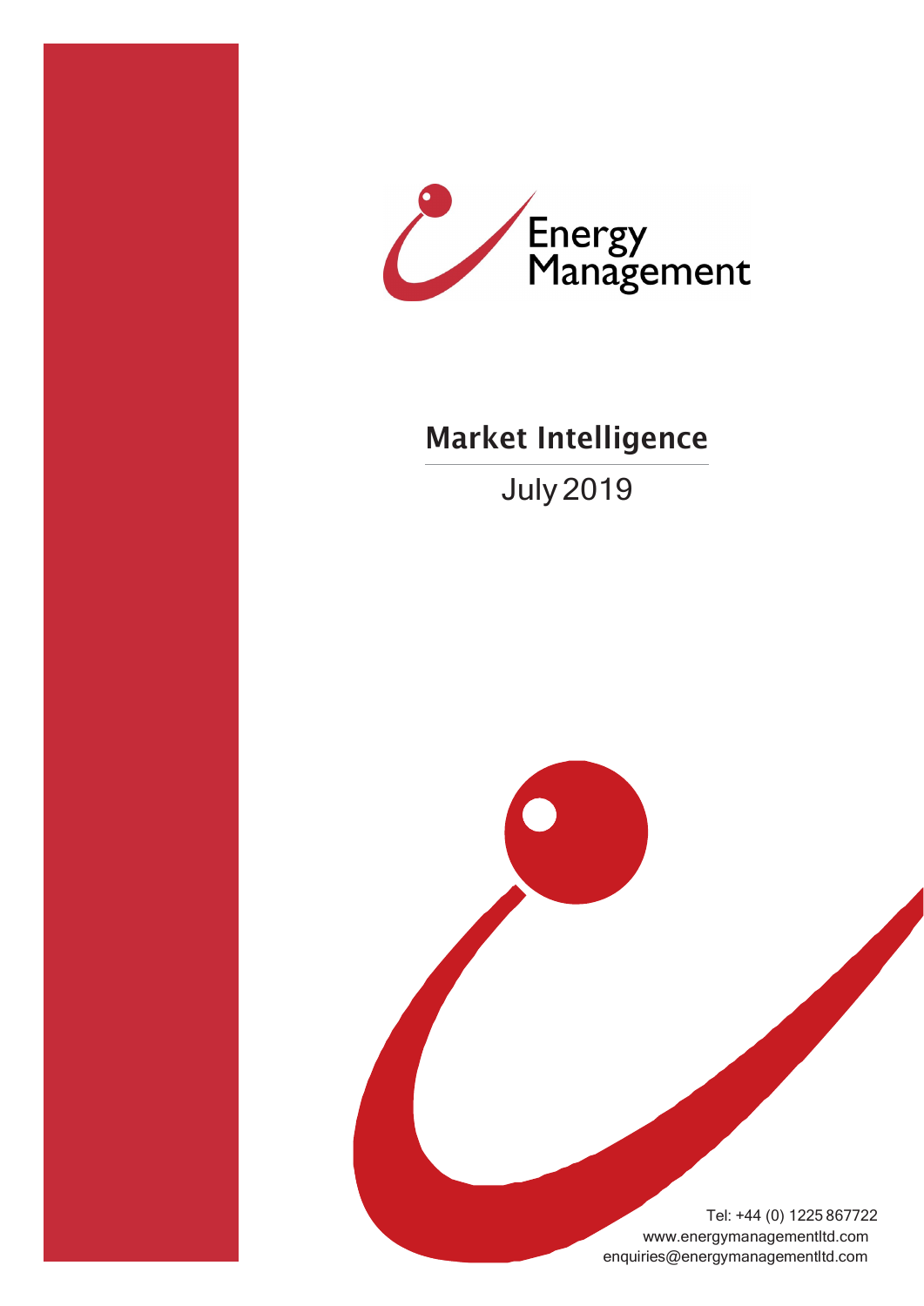Energy Management

# Market Intelligence

July 2019

Tel: +44 (0) 1225 867722
www.energymanagementltd.com
enquiries@energymanagementltd.com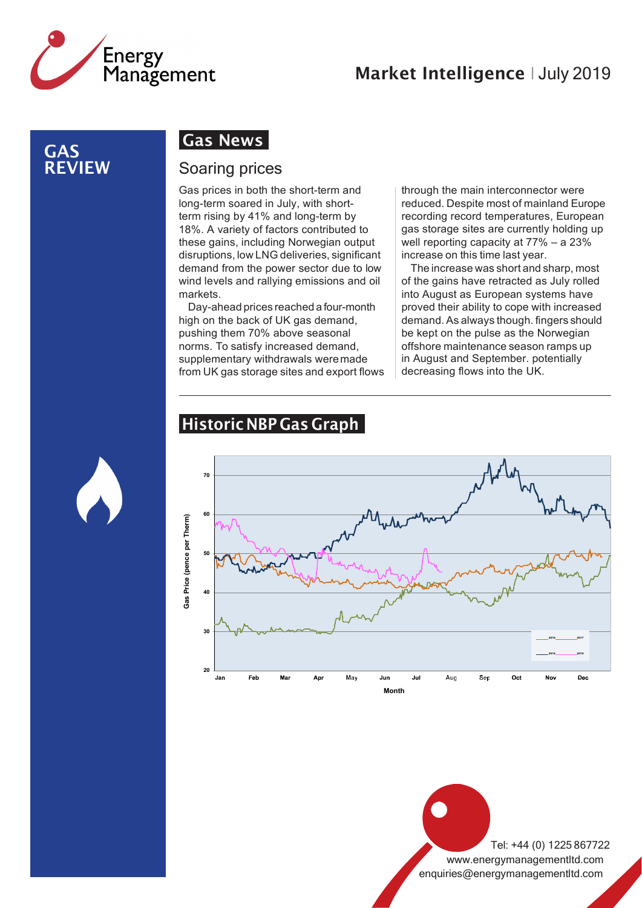# GAS REVIEW

## Gas News

### Soaring prices

Gas prices in both the short-term and long-term soared in July, with short-term rising by 41% and long-term by 18%. A variety of factors contributed to these gains, including Norwegian output disruptions, low LNG deliveries, significant demand from the power sector due to low wind levels and rallying emissions and oil markets.

Day-ahead prices reached a four-month high on the back of UK gas demand, pushing them 70% above seasonal norms. To satisfy increased demand, supplementary withdrawals were made from UK gas storage sites and export flows through the main interconnector were reduced. Despite most of mainland Europe recording record temperatures, European gas storage sites are currently holding up well reporting capacity at 77% – a 23% increase on this time last year.

The increase was short and sharp, most of the gains have retracted as July rolled into August as European systems have proved their ability to cope with increased demand. As always though. fingers should be kept on the pulse as the Norwegian offshore maintenance season ramps up in August and September. potentially decreasing flows into the UK.

## Historic NBP Gas Graph

Gas Price (pence per Therm) vs Month (Jan–Dec); series: 2016, 2017, 2018, 2019

Tel: +44 (0) 1225 867722
www.energymanagementltd.com
enquiries@energymanagementltd.com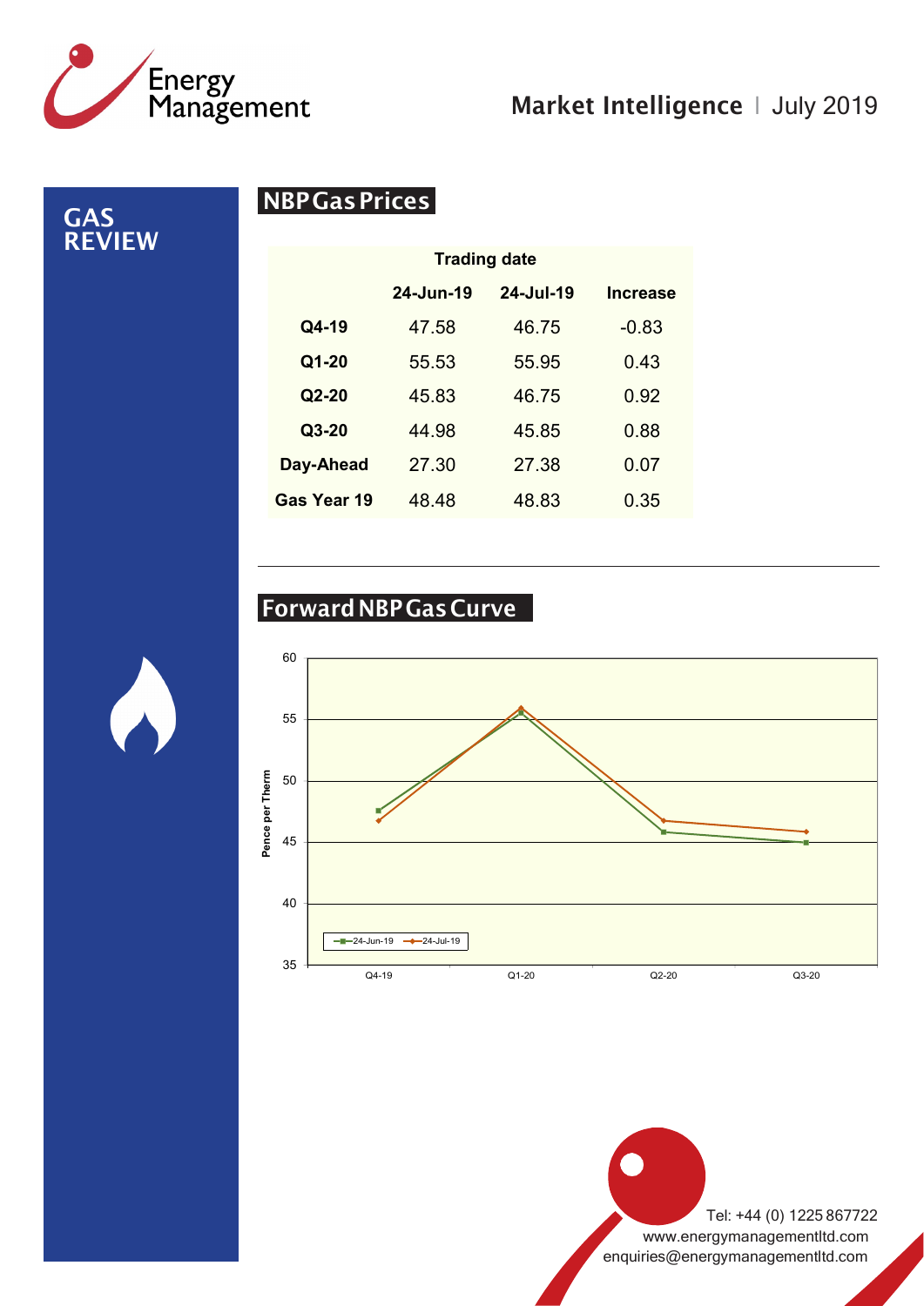# GAS REVIEW

## NBP Gas Prices

| | Trading date | | |
|---|---|---|---|
| | 24-Jun-19 | 24-Jul-19 | Increase |
| **Q4-19** | 47.58 | 46.75 | -0.83 |
| **Q1-20** | 55.53 | 55.95 | 0.43 |
| **Q2-20** | 45.83 | 46.75 | 0.92 |
| **Q3-20** | 44.98 | 45.85 | 0.88 |
| **Day-Ahead** | 27.30 | 27.38 | 0.07 |
| **Gas Year 19** | 48.48 | 48.83 | 0.35 |

## Forward NBP Gas Curve

Pence per Therm

Legend: 24-Jun-19, 24-Jul-19

X-axis: Q4-19, Q1-20, Q2-20, Q3-20

Y-axis: 35, 40, 45, 50, 55, 60

Tel: +44 (0) 1225 867722
www.energymanagementltd.com
enquiries@energymanagementltd.com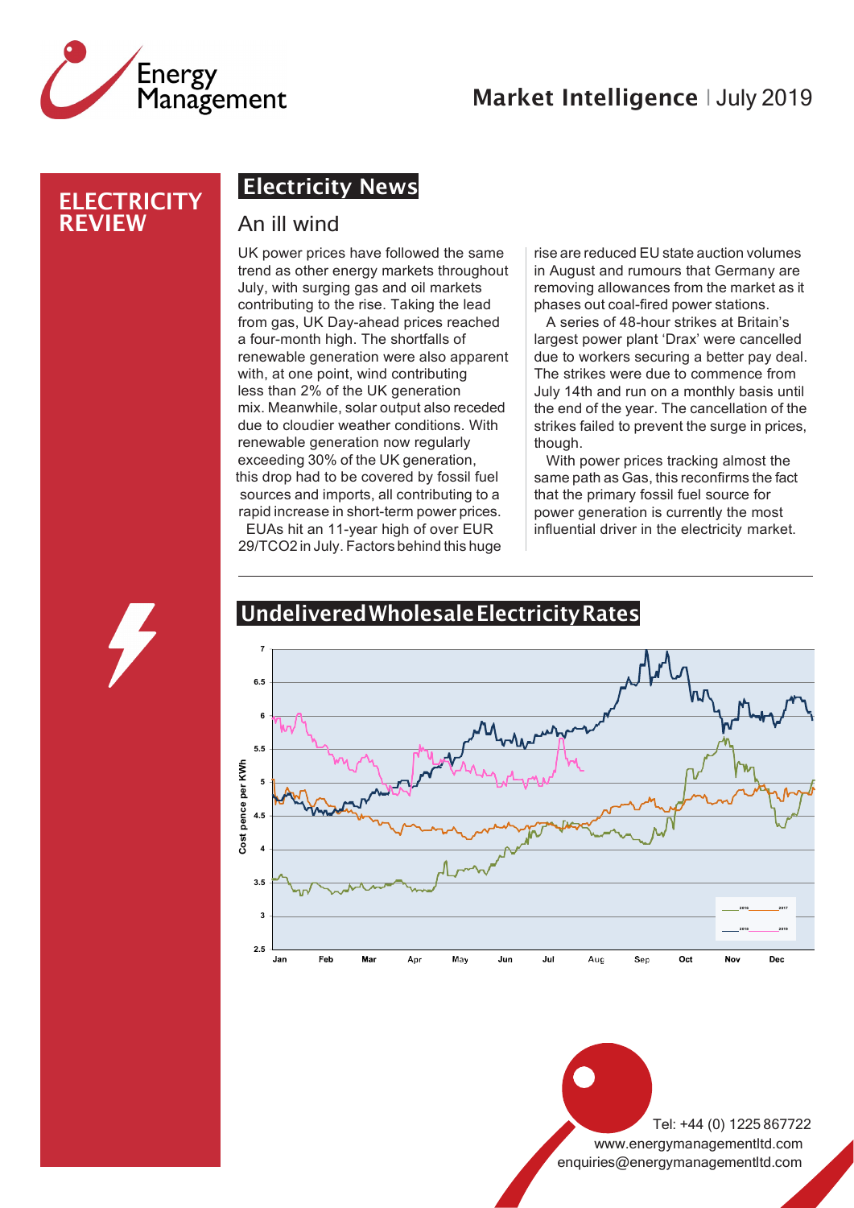# ELECTRICITY REVIEW

## Electricity News

### An ill wind

UK power prices have followed the same trend as other energy markets throughout July, with surging gas and oil markets contributing to the rise. Taking the lead from gas, UK Day-ahead prices reached a four-month high. The shortfalls of renewable generation were also apparent with, at one point, wind contributing less than 2% of the UK generation mix. Meanwhile, solar output also receded due to cloudier weather conditions. With renewable generation now regularly exceeding 30% of the UK generation, this drop had to be covered by fossil fuel sources and imports, all contributing to a rapid increase in short-term power prices.

EUAs hit an 11-year high of over EUR 29/TCO2 in July. Factors behind this huge rise are reduced EU state auction volumes in August and rumours that Germany are removing allowances from the market as it phases out coal-fired power stations.

A series of 48-hour strikes at Britain's largest power plant 'Drax' were cancelled due to workers securing a better pay deal. The strikes were due to commence from July 14th and run on a monthly basis until the end of the year. The cancellation of the strikes failed to prevent the surge in prices, though.

With power prices tracking almost the same path as Gas, this reconfirms the fact that the primary fossil fuel source for power generation is currently the most influential driver in the electricity market.

## Undelivered Wholesale Electricity Rates

Tel: +44 (0) 1225 867722
www.energymanagementltd.com
enquiries@energymanagementltd.com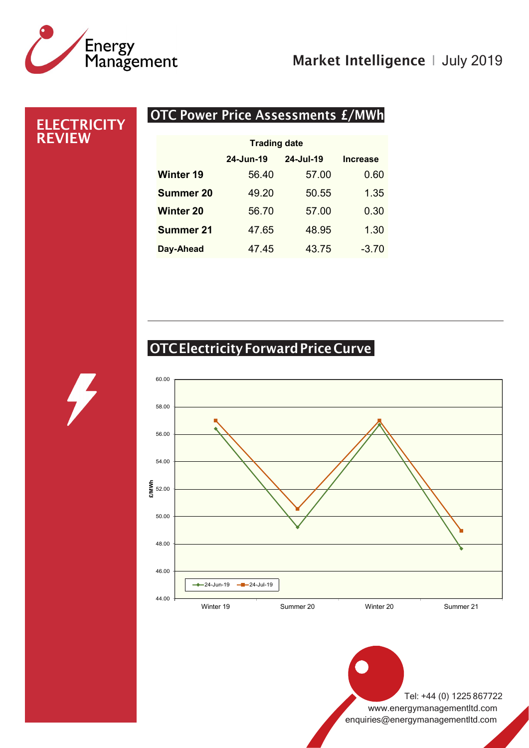# ELECTRICITY REVIEW

## OTC Power Price Assessments £/MWh

| | Trading date | | |
|---|---|---|---|
| | 24-Jun-19 | 24-Jul-19 | Increase |
| **Winter 19** | 56.40 | 57.00 | 0.60 |
| **Summer 20** | 49.20 | 50.55 | 1.35 |
| **Winter 20** | 56.70 | 57.00 | 0.30 |
| **Summer 21** | 47.65 | 48.95 | 1.30 |
| **Day-Ahead** | 47.45 | 43.75 | -3.70 |

## OTC Electricity Forward Price Curve

Tel: +44 (0) 1225 867722
www.energymanagementltd.com
enquiries@energymanagementltd.com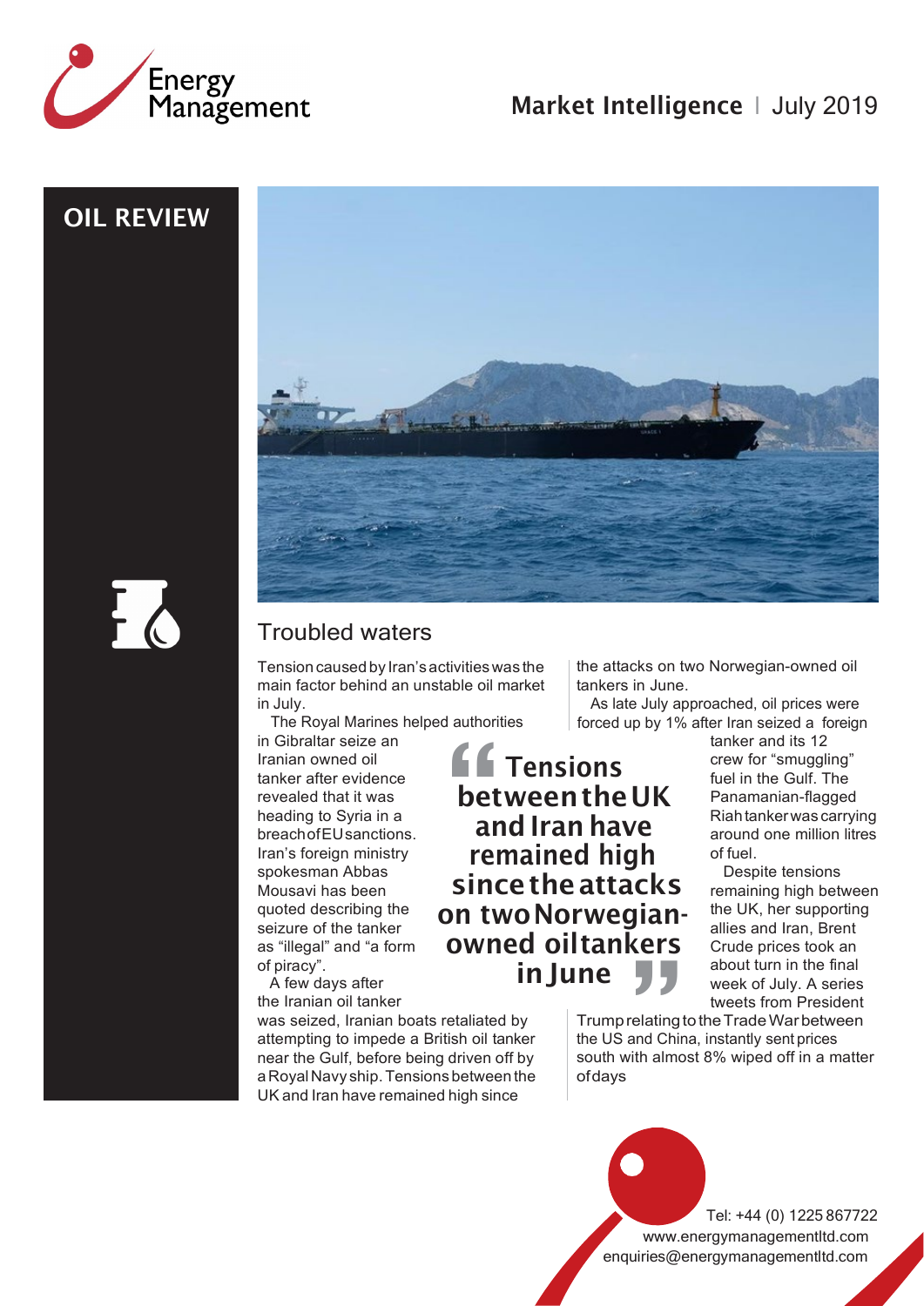# OIL REVIEW

## Troubled waters

Tension caused by Iran's activities was the main factor behind an unstable oil market in July.

The Royal Marines helped authorities in Gibraltar seize an Iranian owned oil tanker after evidence revealed that it was heading to Syria in a breach of EU sanctions. Iran's foreign ministry spokesman Abbas Mousavi has been quoted describing the seizure of the tanker as "illegal" and "a form of piracy".

A few days after the Iranian oil tanker was seized, Iranian boats retaliated by attempting to impede a British oil tanker near the Gulf, before being driven off by a Royal Navy ship. Tensions between the UK and Iran have remained high since the attacks on two Norwegian-owned oil tankers in June.

> "Tensions between the UK and Iran have remained high since the attacks on two Norwegian-owned oil tankers in June"

As late July approached, oil prices were forced up by 1% after Iran seized a foreign tanker and its 12 crew for "smuggling" fuel in the Gulf. The Panamanian-flagged Riah tanker was carrying around one million litres of fuel.

Despite tensions remaining high between the UK, her supporting allies and Iran, Brent Crude prices took an about turn in the final week of July. A series tweets from President Trump relating to the Trade War between the US and China, instantly sent prices south with almost 8% wiped off in a matter of days

Tel: +44 (0) 1225 867722
www.energymanagementltd.com
enquiries@energymanagementltd.com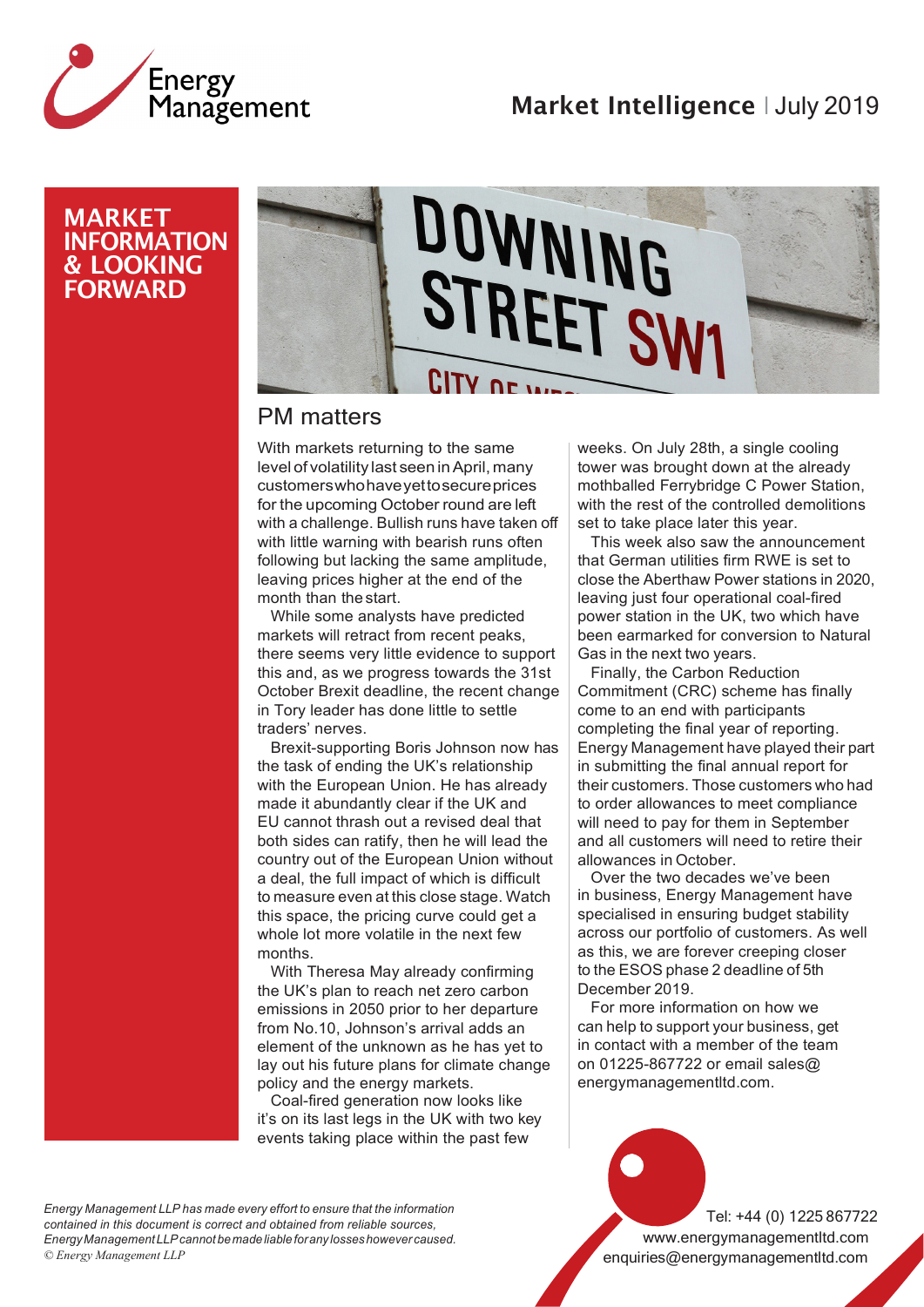# Market Intelligence | July 2019

## MARKET INFORMATION & LOOKING FORWARD

## PM matters

With markets returning to the same level of volatility last seen in April, many customers who have yet to secure prices for the upcoming October round are left with a challenge. Bullish runs have taken off with little warning with bearish runs often following but lacking the same amplitude, leaving prices higher at the end of the month than the start.

While some analysts have predicted markets will retract from recent peaks, there seems very little evidence to support this and, as we progress towards the 31st October Brexit deadline, the recent change in Tory leader has done little to settle traders' nerves.

Brexit-supporting Boris Johnson now has the task of ending the UK's relationship with the European Union. He has already made it abundantly clear if the UK and EU cannot thrash out a revised deal that both sides can ratify, then he will lead the country out of the European Union without a deal, the full impact of which is difficult to measure even at this close stage. Watch this space, the pricing curve could get a whole lot more volatile in the next few months.

With Theresa May already confirming the UK's plan to reach net zero carbon emissions in 2050 prior to her departure from No.10, Johnson's arrival adds an element of the unknown as he has yet to lay out his future plans for climate change policy and the energy markets.

Coal-fired generation now looks like it's on its last legs in the UK with two key events taking place within the past few weeks. On July 28th, a single cooling tower was brought down at the already mothballed Ferrybridge C Power Station, with the rest of the controlled demolitions set to take place later this year.

This week also saw the announcement that German utilities firm RWE is set to close the Aberthaw Power stations in 2020, leaving just four operational coal-fired power station in the UK, two which have been earmarked for conversion to Natural Gas in the next two years.

Finally, the Carbon Reduction Commitment (CRC) scheme has finally come to an end with participants completing the final year of reporting. Energy Management have played their part in submitting the final annual report for their customers. Those customers who had to order allowances to meet compliance will need to pay for them in September and all customers will need to retire their allowances in October.

Over the two decades we've been in business, Energy Management have specialised in ensuring budget stability across our portfolio of customers. As well as this, we are forever creeping closer to the ESOS phase 2 deadline of 5th December 2019.

For more information on how we can help to support your business, get in contact with a member of the team on 01225-867722 or email sales@energymanagementltd.com.

*Energy Management LLP has made every effort to ensure that the information contained in this document is correct and obtained from reliable sources, Energy Management LLP cannot be made liable for any losses however caused.*
*© Energy Management LLP*

Tel: +44 (0) 1225 867722
www.energymanagementltd.com
enquiries@energymanagementltd.com